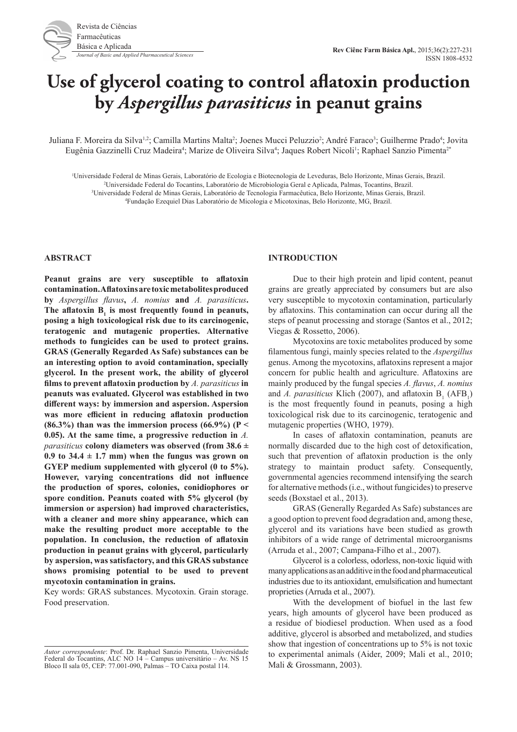# Use of glycerol coating to control aflatoxin production by *Aspergillus parasiticus* in peanut grains

Juliana F. Moreira da Silva[1,2]; Camilla Martins Malta[2]; Joenes Mucci Peluzzio[2]; André Faraco[3]; Guilherme Prado[4]; Jovita Eugênia Gazzinelli Cruz Madeira[4]; Marize de Oliveira Silva[4]; Jaques Robert Nicoli[1]; Raphael Sanzio Pimenta[2*]

[1]Universidade Federal de Minas Gerais, Laboratório de Ecologia e Biotecnologia de Leveduras, Belo Horizonte, Minas Gerais, Brazil.
[2]Universidade Federal do Tocantins, Laboratório de Microbiologia Geral e Aplicada, Palmas, Tocantins, Brazil.
[3]Universidade Federal de Minas Gerais, Laboratório de Tecnologia Farmacêutica, Belo Horizonte, Minas Gerais, Brazil.
[4]Fundação Ezequiel Dias Laboratório de Micologia e Micotoxinas, Belo Horizonte, MG, Brazil.

## ABSTRACT

**Peanut grains are very susceptible to aflatoxin contamination. Aflatoxins are toxic metabolites produced by *Aspergillus flavus*, *A. nomius* and *A. parasiticus*. The aflatoxin $B_1$ is most frequently found in peanuts, posing a high toxicological risk due to its carcinogenic, teratogenic and mutagenic properties. Alternative methods to fungicides can be used to protect grains. GRAS (Generally Regarded As Safe) substances can be an interesting option to avoid contamination, specially glycerol. In the present work, the ability of glycerol films to prevent aflatoxin production by *A. parasiticus* in peanuts was evaluated. Glycerol was established in two different ways: by immersion and aspersion. Aspersion was more efficient in reducing aflatoxin production (86.3%) than was the immersion process (66.9%) ($P < 0.05$). At the same time, a progressive reduction in *A. parasiticus* colony diameters was observed (from $38.6 \pm 0.9$ to $34.4 \pm 1.7$ mm) when the fungus was grown on GYEP medium supplemented with glycerol (0 to 5%). However, varying concentrations did not influence the production of spores, colonies, conidiophores or spore condition. Peanuts coated with 5% glycerol (by immersion or aspersion) had improved characteristics, with a cleaner and more shiny appearance, which can make the resulting product more acceptable to the population. In conclusion, the reduction of aflatoxin production in peanut grains with glycerol, particularly by aspersion, was satisfactory, and this GRAS substance shows promising potential to be used to prevent mycotoxin contamination in grains.**

Key words: GRAS substances. Mycotoxin. Grain storage. Food preservation.

*Autor correspondente*: Prof. Dr. Raphael Sanzio Pimenta, Universidade Federal do Tocantins, ALC NO 14 – Campus universitário – Av. NS 15 Bloco II sala 05, CEP: 77.001-090, Palmas – TO Caixa postal 114.

## INTRODUCTION

Due to their high protein and lipid content, peanut grains are greatly appreciated by consumers but are also very susceptible to mycotoxin contamination, particularly by aflatoxins. This contamination can occur during all the steps of peanut processing and storage (Santos et al., 2012; Viegas & Rossetto, 2006).

Mycotoxins are toxic metabolites produced by some filamentous fungi, mainly species related to the *Aspergillus* genus. Among the mycotoxins, aflatoxins represent a major concern for public health and agriculture. Aflatoxins are mainly produced by the fungal species *A. flavus*, *A. nomius* and *A. parasiticus* Klich (2007), and aflatoxin $B_1$ ($AFB_1$) is the most frequently found in peanuts, posing a high toxicological risk due to its carcinogenic, teratogenic and mutagenic properties (WHO, 1979).

In cases of aflatoxin contamination, peanuts are normally discarded due to the high cost of detoxification, such that prevention of aflatoxin production is the only strategy to maintain product safety. Consequently, governmental agencies recommend intensifying the search for alternative methods (i.e., without fungicides) to preserve seeds (Boxstael et al., 2013).

GRAS (Generally Regarded As Safe) substances are a good option to prevent food degradation and, among these, glycerol and its variations have been studied as growth inhibitors of a wide range of detrimental microorganisms (Arruda et al., 2007; Campana-Filho et al., 2007).

Glycerol is a colorless, odorless, non-toxic liquid with many applications as an additive in the food and pharmaceutical industries due to its antioxidant, emulsification and humectant proprieties (Arruda et al., 2007).

With the development of biofuel in the last few years, high amounts of glycerol have been produced as a residue of biodiesel production. When used as a food additive, glycerol is absorbed and metabolized, and studies show that ingestion of concentrations up to 5% is not toxic to experimental animals (Aider, 2009; Mali et al., 2010; Mali & Grossmann, 2003).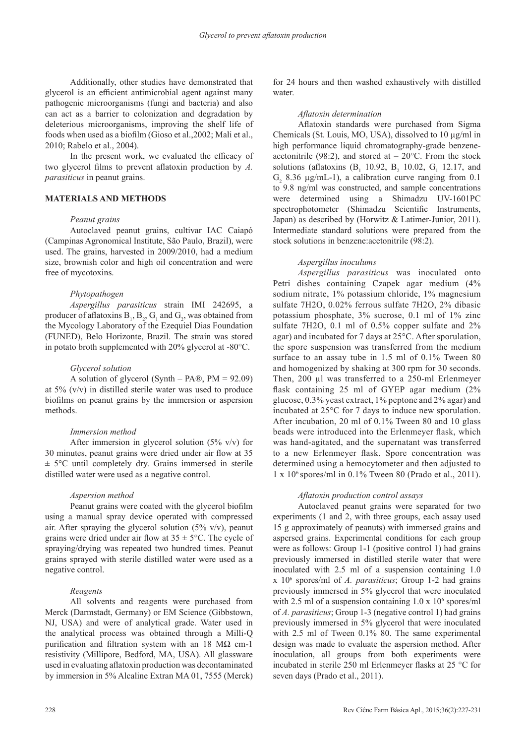Additionally, other studies have demonstrated that glycerol is an efficient antimicrobial agent against many pathogenic microorganisms (fungi and bacteria) and also can act as a barrier to colonization and degradation by deleterious microorganisms, improving the shelf life of foods when used as a biofilm (Gioso et al.,2002; Mali et al., 2010; Rabelo et al., 2004).

In the present work, we evaluated the efficacy of two glycerol films to prevent aflatoxin production by *A. parasiticus* in peanut grains.

## MATERIALS AND METHODS

### *Peanut grains*

Autoclaved peanut grains, cultivar IAC Caiapó (Campinas Agronomical Institute, São Paulo, Brazil), were used. The grains, harvested in 2009/2010, had a medium size, brownish color and high oil concentration and were free of mycotoxins.

### *Phytopathogen*

*Aspergillus parasiticus* strain IMI 242695, a producer of aflatoxins $B_1$, $B_2$, $G_1$ and $G_2$, was obtained from the Mycology Laboratory of the Ezequiel Dias Foundation (FUNED), Belo Horizonte, Brazil. The strain was stored in potato broth supplemented with 20% glycerol at -80°C.

### *Glycerol solution*

A solution of glycerol (Synth – PA®, PM = 92.09) at 5% (v/v) in distilled sterile water was used to produce biofilms on peanut grains by the immersion or aspersion methods.

### *Immersion method*

After immersion in glycerol solution (5% v/v) for 30 minutes, peanut grains were dried under air flow at 35 ± 5°C until completely dry. Grains immersed in sterile distilled water were used as a negative control.

### *Aspersion method*

Peanut grains were coated with the glycerol biofilm using a manual spray device operated with compressed air. After spraying the glycerol solution (5% v/v), peanut grains were dried under air flow at 35 ± 5°C. The cycle of spraying/drying was repeated two hundred times. Peanut grains sprayed with sterile distilled water were used as a negative control.

### *Reagents*

All solvents and reagents were purchased from Merck (Darmstadt, Germany) or EM Science (Gibbstown, NJ, USA) and were of analytical grade. Water used in the analytical process was obtained through a Milli-Q purification and filtration system with an 18 MΩ cm-1 resistivity (Millipore, Bedford, MA, USA). All glassware used in evaluating aflatoxin production was decontaminated by immersion in 5% Alcaline Extran MA 01, 7555 (Merck) for 24 hours and then washed exhaustively with distilled water.

### *Aflatoxin determination*

Aflatoxin standards were purchased from Sigma Chemicals (St. Louis, MO, USA), dissolved to 10 µg/ml in high performance liquid chromatography-grade benzene-acetonitrile (98:2), and stored at – 20°C. From the stock solutions (aflatoxins ($B_1$ 10.92, $B_2$ 10.02, $G_1$ 12.17, and $G_2$ 8.36 µg/mL-1), a calibration curve ranging from 0.1 to 9.8 ng/ml was constructed, and sample concentrations were determined using a Shimadzu UV-1601PC spectrophotometer (Shimadzu Scientific Instruments, Japan) as described by (Horwitz & Latimer-Junior, 2011). Intermediate standard solutions were prepared from the stock solutions in benzene:acetonitrile (98:2).

### *Aspergillus inoculums*

*Aspergillus parasiticus* was inoculated onto Petri dishes containing Czapek agar medium (4% sodium nitrate, 1% potassium chloride, 1% magnesium sulfate 7H2O, 0.02% ferrous sulfate 7H2O, 2% dibasic potassium phosphate, 3% sucrose, 0.1 ml of 1% zinc sulfate 7H2O, 0.1 ml of 0.5% copper sulfate and 2% agar) and incubated for 7 days at 25°C. After sporulation, the spore suspension was transferred from the medium surface to an assay tube in 1.5 ml of 0.1% Tween 80 and homogenized by shaking at 300 rpm for 30 seconds. Then, 200 µl was transferred to a 250-ml Erlenmeyer flask containing 25 ml of GYEP agar medium (2% glucose, 0.3% yeast extract, 1% peptone and 2% agar) and incubated at 25°C for 7 days to induce new sporulation. After incubation, 20 ml of 0.1% Tween 80 and 10 glass beads were introduced into the Erlenmeyer flask, which was hand-agitated, and the supernatant was transferred to a new Erlenmeyer flask. Spore concentration was determined using a hemocytometer and then adjusted to $1 \times 10^6$ spores/ml in 0.1% Tween 80 (Prado et al., 2011).

### *Aflatoxin production control assays*

Autoclaved peanut grains were separated for two experiments (1 and 2, with three groups, each assay used 15 g approximately of peanuts) with immersed grains and aspersed grains. Experimental conditions for each group were as follows: Group 1-1 (positive control 1) had grains previously immersed in distilled sterile water that were inoculated with 2.5 ml of a suspension containing $1.0 \times 10^6$ spores/ml of *A. parasiticus*; Group 1-2 had grains previously immersed in 5% glycerol that were inoculated with 2.5 ml of a suspension containing $1.0 \times 10^6$ spores/ml of *A. parasiticus*; Group 1-3 (negative control 1) had grains previously immersed in 5% glycerol that were inoculated with 2.5 ml of Tween 0.1% 80. The same experimental design was made to evaluate the aspersion method. After inoculation, all groups from both experiments were incubated in sterile 250 ml Erlenmeyer flasks at 25 °C for seven days (Prado et al., 2011).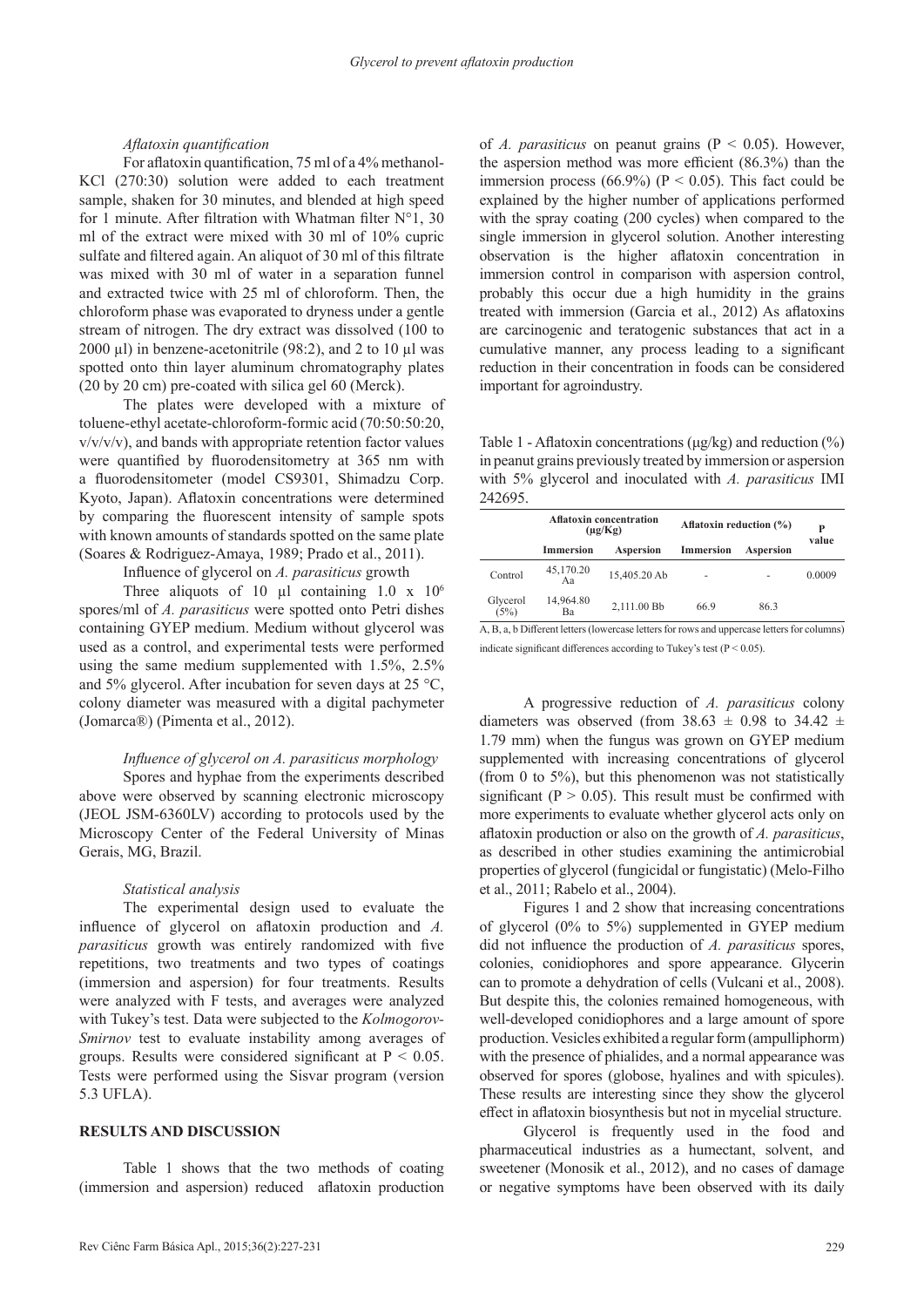*Aflatoxin quantification*

For aflatoxin quantification, 75 ml of a 4% methanol-KCl (270:30) solution were added to each treatment sample, shaken for 30 minutes, and blended at high speed for 1 minute. After filtration with Whatman filter N°1, 30 ml of the extract were mixed with 30 ml of 10% cupric sulfate and filtered again. An aliquot of 30 ml of this filtrate was mixed with 30 ml of water in a separation funnel and extracted twice with 25 ml of chloroform. Then, the chloroform phase was evaporated to dryness under a gentle stream of nitrogen. The dry extract was dissolved (100 to 2000 µl) in benzene-acetonitrile (98:2), and 2 to 10 µl was spotted onto thin layer aluminum chromatography plates (20 by 20 cm) pre-coated with silica gel 60 (Merck).

The plates were developed with a mixture of toluene-ethyl acetate-chloroform-formic acid (70:50:50:20, v/v/v/v), and bands with appropriate retention factor values were quantified by fluorodensitometry at 365 nm with a fluorodensitometer (model CS9301, Shimadzu Corp. Kyoto, Japan). Aflatoxin concentrations were determined by comparing the fluorescent intensity of sample spots with known amounts of standards spotted on the same plate (Soares & Rodriguez-Amaya, 1989; Prado et al., 2011).

Influence of glycerol on *A. parasiticus* growth

Three aliquots of 10 µl containing $1.0 \times 10^6$ spores/ml of *A. parasiticus* were spotted onto Petri dishes containing GYEP medium. Medium without glycerol was used as a control, and experimental tests were performed using the same medium supplemented with 1.5%, 2.5% and 5% glycerol. After incubation for seven days at 25 °C, colony diameter was measured with a digital pachymeter (Jomarca®) (Pimenta et al., 2012).

*Influence of glycerol on A. parasiticus morphology*

Spores and hyphae from the experiments described above were observed by scanning electronic microscopy (JEOL JSM-6360LV) according to protocols used by the Microscopy Center of the Federal University of Minas Gerais, MG, Brazil.

*Statistical analysis*

The experimental design used to evaluate the influence of glycerol on aflatoxin production and *A. parasiticus* growth was entirely randomized with five repetitions, two treatments and two types of coatings (immersion and aspersion) for four treatments. Results were analyzed with F tests, and averages were analyzed with Tukey's test. Data were subjected to the *Kolmogorov-Smirnov* test to evaluate instability among averages of groups. Results were considered significant at $P < 0.05$. Tests were performed using the Sisvar program (version 5.3 UFLA).

## RESULTS AND DISCUSSION

Table 1 shows that the two methods of coating (immersion and aspersion) reduced aflatoxin production of *A. parasiticus* on peanut grains ($P < 0.05$). However, the aspersion method was more efficient (86.3%) than the immersion process (66.9%) ($P < 0.05$). This fact could be explained by the higher number of applications performed with the spray coating (200 cycles) when compared to the single immersion in glycerol solution. Another interesting observation is the higher aflatoxin concentration in immersion control in comparison with aspersion control, probably this occur due a high humidity in the grains treated with immersion (Garcia et al., 2012) As aflatoxins are carcinogenic and teratogenic substances that act in a cumulative manner, any process leading to a significant reduction in their concentration in foods can be considered important for agroindustry.

Table 1 - Aflatoxin concentrations (µg/kg) and reduction (%) in peanut grains previously treated by immersion or aspersion with 5% glycerol and inoculated with *A. parasiticus* IMI 242695.

| | Aflatoxin concentration (µg/Kg) | | Aflatoxin reduction (%) | | P value |
|---|---|---|---|---|---|
| | Immersion | Aspersion | Immersion | Aspersion | |
| Control | 45,170.20 Aa | 15,405.20 Ab | - | - | 0.0009 |
| Glycerol (5%) | 14,964.80 Ba | 2,111.00 Bb | 66.9 | 86.3 | |

A, B, a, b Different letters (lowercase letters for rows and uppercase letters for columns) indicate significant differences according to Tukey's test ($P < 0.05$).

A progressive reduction of *A. parasiticus* colony diameters was observed (from $38.63 \pm 0.98$ to $34.42 \pm 1.79$ mm) when the fungus was grown on GYEP medium supplemented with increasing concentrations of glycerol (from 0 to 5%), but this phenomenon was not statistically significant ($P > 0.05$). This result must be confirmed with more experiments to evaluate whether glycerol acts only on aflatoxin production or also on the growth of *A. parasiticus*, as described in other studies examining the antimicrobial properties of glycerol (fungicidal or fungistatic) (Melo-Filho et al., 2011; Rabelo et al., 2004).

Figures 1 and 2 show that increasing concentrations of glycerol (0% to 5%) supplemented in GYEP medium did not influence the production of *A. parasiticus* spores, colonies, conidiophores and spore appearance. Glycerin can to promote a dehydration of cells (Vulcani et al., 2008). But despite this, the colonies remained homogeneous, with well-developed conidiophores and a large amount of spore production. Vesicles exhibited a regular form (ampulliphorm) with the presence of phialides, and a normal appearance was observed for spores (globose, hyalines and with spicules). These results are interesting since they show the glycerol effect in aflatoxin biosynthesis but not in mycelial structure.

Glycerol is frequently used in the food and pharmaceutical industries as a humectant, solvent, and sweetener (Monosik et al., 2012), and no cases of damage or negative symptoms have been observed with its daily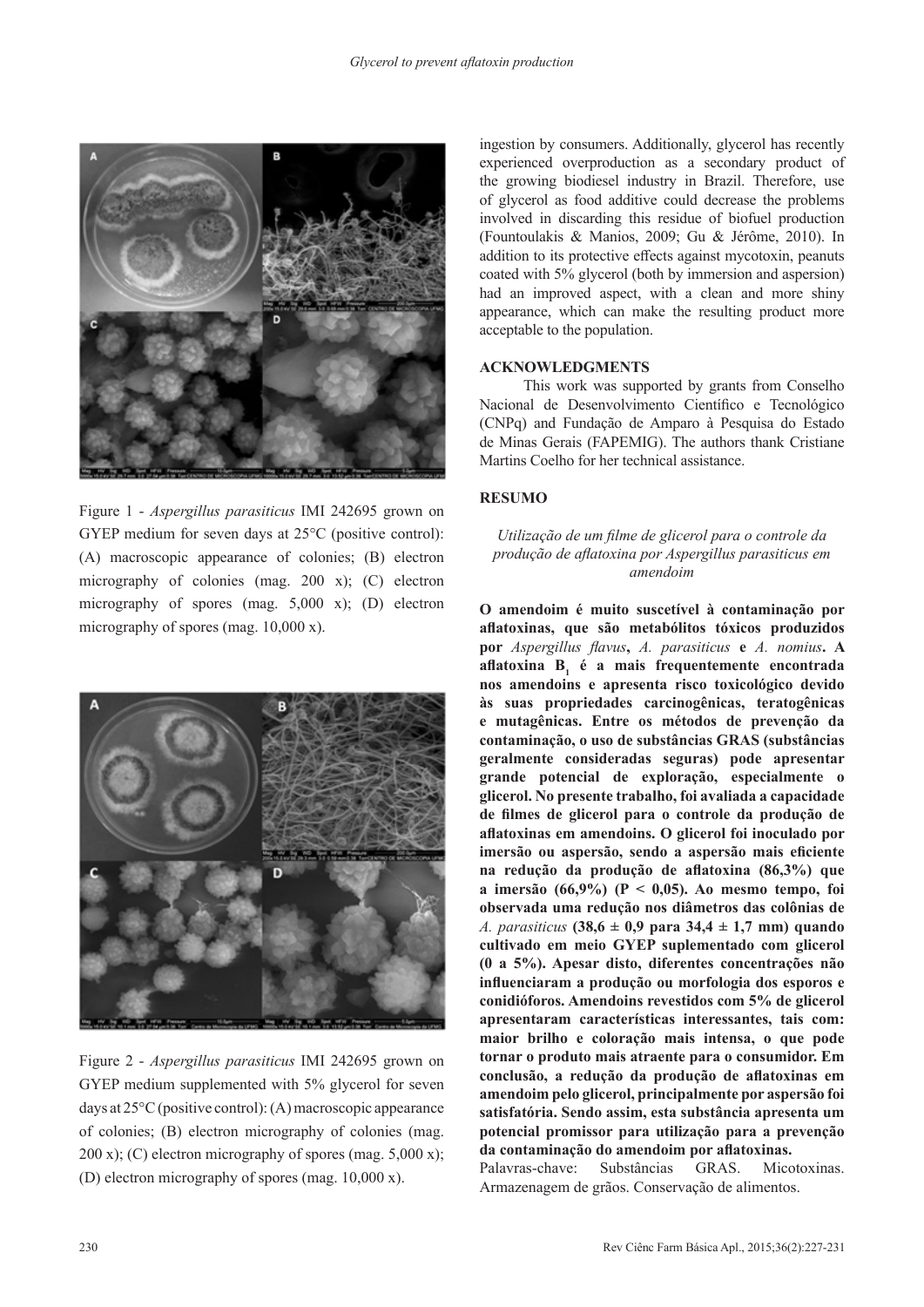Figure 1 - *Aspergillus parasiticus* IMI 242695 grown on GYEP medium for seven days at 25°C (positive control): (A) macroscopic appearance of colonies; (B) electron micrography of colonies (mag. 200 x); (C) electron micrography of spores (mag. 5,000 x); (D) electron micrography of spores (mag. 10,000 x).

Figure 2 - *Aspergillus parasiticus* IMI 242695 grown on GYEP medium supplemented with 5% glycerol for seven days at 25°C (positive control): (A) macroscopic appearance of colonies; (B) electron micrography of colonies (mag. 200 x); (C) electron micrography of spores (mag. 5,000 x); (D) electron micrography of spores (mag. 10,000 x).

ingestion by consumers. Additionally, glycerol has recently experienced overproduction as a secondary product of the growing biodiesel industry in Brazil. Therefore, use of glycerol as food additive could decrease the problems involved in discarding this residue of biofuel production (Fountoulakis & Manios, 2009; Gu & Jérôme, 2010). In addition to its protective effects against mycotoxin, peanuts coated with 5% glycerol (both by immersion and aspersion) had an improved aspect, with a clean and more shiny appearance, which can make the resulting product more acceptable to the population.

## ACKNOWLEDGMENTS

This work was supported by grants from Conselho Nacional de Desenvolvimento Científico e Tecnológico (CNPq) and Fundação de Amparo à Pesquisa do Estado de Minas Gerais (FAPEMIG). The authors thank Cristiane Martins Coelho for her technical assistance.

## RESUMO

*Utilização de um filme de glicerol para o controle da produção de aflatoxina por Aspergillus parasiticus em amendoim*

**O amendoim é muito suscetível à contaminação por aflatoxinas, que são metabólitos tóxicos produzidos por *Aspergillus flavus*, *A. parasiticus* e *A. nomius*. A aflatoxina $B_1$ é a mais frequentemente encontrada nos amendoins e apresenta risco toxicológico devido às suas propriedades carcinogênicas, teratogênicas e mutagênicas. Entre os métodos de prevenção da contaminação, o uso de substâncias GRAS (substâncias geralmente consideradas seguras) pode apresentar grande potencial de exploração, especialmente o glicerol. No presente trabalho, foi avaliada a capacidade de filmes de glicerol para o controle da produção de aflatoxinas em amendoins. O glicerol foi inoculado por imersão ou aspersão, sendo a aspersão mais eficiente na redução da produção de aflatoxina (86,3%) que a imersão (66,9%) ($P < 0,05$). Ao mesmo tempo, foi observada uma redução nos diâmetros das colônias de *A. parasiticus* (38,6 ± 0,9 para 34,4 ± 1,7 mm) quando cultivado em meio GYEP suplementado com glicerol (0 a 5%). Apesar disto, diferentes concentrações não influenciaram a produção ou morfologia dos esporos e conidióforos. Amendoins revestidos com 5% de glicerol apresentaram características interessantes, tais com: maior brilho e coloração mais intensa, o que pode tornar o produto mais atraente para o consumidor. Em conclusão, a redução da produção de aflatoxinas em amendoim pelo glicerol, principalmente por aspersão foi satisfatória. Sendo assim, esta substância apresenta um potencial promissor para utilização para a prevenção da contaminação do amendoim por aflatoxinas.**

Palavras-chave: Substâncias GRAS. Micotoxinas. Armazenagem de grãos. Conservação de alimentos.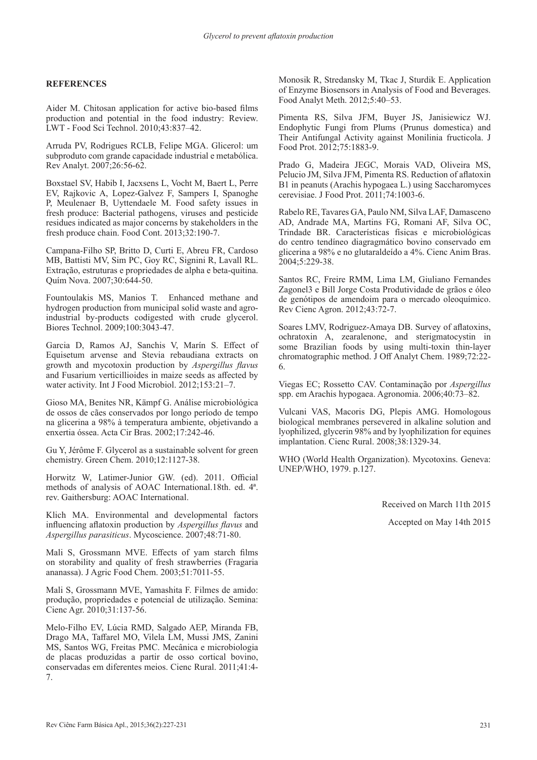**REFERENCES**

Aider M. Chitosan application for active bio-based films production and potential in the food industry: Review. LWT - Food Sci Technol. 2010;43:837–42.

Arruda PV, Rodrigues RCLB, Felipe MGA. Glicerol: um subproduto com grande capacidade industrial e metabólica. Rev Analyt. 2007;26:56-62.

Boxstael SV, Habib I, Jacxsens L, Vocht M, Baert L, Perre EV, Rajkovic A, Lopez-Galvez F, Sampers I, Spanoghe P, Meulenaer B, Uyttendaele M. Food safety issues in fresh produce: Bacterial pathogens, viruses and pesticide residues indicated as major concerns by stakeholders in the fresh produce chain. Food Cont. 2013;32:190-7.

Campana-Filho SP, Britto D, Curti E, Abreu FR, Cardoso MB, Battisti MV, Sim PC, Goy RC, Signini R, Lavall RL. Extração, estruturas e propriedades de alpha e beta-quitina. Quím Nova. 2007;30:644-50.

Fountoulakis MS, Manios T. Enhanced methane and hydrogen production from municipal solid waste and agro-industrial by-products codigested with crude glycerol. Biores Technol. 2009;100:3043-47.

Garcia D, Ramos AJ, Sanchis V, Marín S. Effect of Equisetum arvense and Stevia rebaudiana extracts on growth and mycotoxin production by *Aspergillus flavus* and Fusarium verticillioides in maize seeds as affected by water activity. Int J Food Microbiol. 2012;153:21–7.

Gioso MA, Benites NR, Kämpf G. Análise microbiológica de ossos de cães conservados por longo período de tempo na glicerina a 98% à temperatura ambiente, objetivando a enxertia óssea. Acta Cir Bras. 2002;17:242-46.

Gu Y, Jérôme F. Glycerol as a sustainable solvent for green chemistry. Green Chem. 2010;12:1127-38.

Horwitz W, Latimer-Junior GW. (ed). 2011. Official methods of analysis of AOAC International.18th. ed. 4ª. rev. Gaithersburg: AOAC International.

Klich MA. Environmental and developmental factors influencing aflatoxin production by *Aspergillus flavus* and *Aspergillus parasiticus*. Mycoscience. 2007;48:71-80.

Mali S, Grossmann MVE. Effects of yam starch films on storability and quality of fresh strawberries (Fragaria ananassa). J Agric Food Chem. 2003;51:7011-55.

Mali S, Grossmann MVE, Yamashita F. Filmes de amido: produção, propriedades e potencial de utilização. Semina: Cienc Agr. 2010;31:137-56.

Melo-Filho EV, Lúcia RMD, Salgado AEP, Miranda FB, Drago MA, Taffarel MO, Vilela LM, Mussi JMS, Zanini MS, Santos WG, Freitas PMC. Mecânica e microbiologia de placas produzidas a partir de osso cortical bovino, conservadas em diferentes meios. Cienc Rural. 2011;41:4-7.

Monosik R, Stredansky M, Tkac J, Sturdik E. Application of Enzyme Biosensors in Analysis of Food and Beverages. Food Analyt Meth. 2012;5:40–53.

Pimenta RS, Silva JFM, Buyer JS, Janisiewicz WJ. Endophytic Fungi from Plums (Prunus domestica) and Their Antifungal Activity against Monilinia fructicola. J Food Prot. 2012;75:1883-9.

Prado G, Madeira JEGC, Morais VAD, Oliveira MS, Pelucio JM, Silva JFM, Pimenta RS. Reduction of aflatoxin B1 in peanuts (Arachis hypogaea L.) using Saccharomyces cerevisiae. J Food Prot. 2011;74:1003-6.

Rabelo RE, Tavares GA, Paulo NM, Silva LAF, Damasceno AD, Andrade MA, Martins FG, Romani AF, Silva OC, Trindade BR. Características físicas e microbiológicas do centro tendíneo diagragmático bovino conservado em glicerina a 98% e no glutaraldeído a 4%. Cienc Anim Bras. 2004;5:229-38.

Santos RC, Freire RMM, Lima LM, Giuliano Fernandes Zagonel3 e Bill Jorge Costa Produtividade de grãos e óleo de genótipos de amendoim para o mercado oleoquímico. Rev Cienc Agron. 2012;43:72-7.

Soares LMV, Rodriguez-Amaya DB. Survey of aflatoxins, ochratoxin A, zearalenone, and sterigmatocystin in some Brazilian foods by using multi-toxin thin-layer chromatographic method. J Off Analyt Chem. 1989;72:22-6.

Viegas EC; Rossetto CAV. Contaminação por *Aspergillus* spp. em Arachis hypogaea. Agronomia. 2006;40:73–82.

Vulcani VAS, Macoris DG, Plepis AMG. Homologous biological membranes persevered in alkaline solution and lyophilized, glycerin 98% and by lyophilization for equines implantation. Cienc Rural. 2008;38:1329-34.

WHO (World Health Organization). Mycotoxins. Geneva: UNEP/WHO, 1979. p.127.

Received on March 11th 2015

Accepted on May 14th 2015